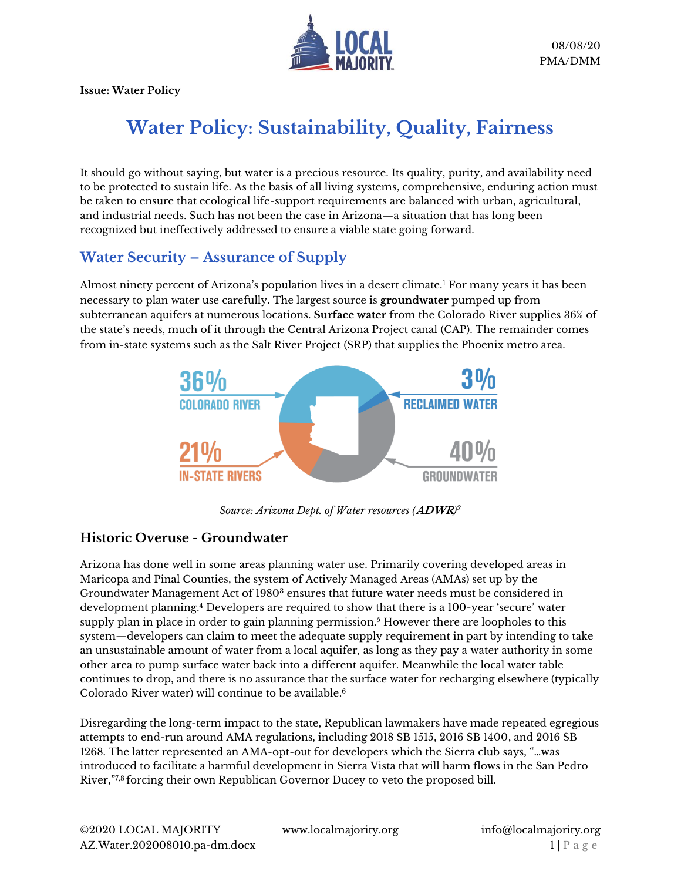08/08/20
PMA/DMM

**Issue: Water Policy**

# Water Policy: Sustainability, Quality, Fairness

It should go without saying, but water is a precious resource. Its quality, purity, and availability need to be protected to sustain life. As the basis of all living systems, comprehensive, enduring action must be taken to ensure that ecological life-support requirements are balanced with urban, agricultural, and industrial needs. Such has not been the case in Arizona—a situation that has long been recognized but ineffectively addressed to ensure a viable state going forward.

## Water Security – Assurance of Supply

Almost ninety percent of Arizona's population lives in a desert climate.[1] For many years it has been necessary to plan water use carefully. The largest source is **groundwater** pumped up from subterranean aquifers at numerous locations. **Surface water** from the Colorado River supplies 36% of the state's needs, much of it through the Central Arizona Project canal (CAP). The remainder comes from in-state systems such as the Salt River Project (SRP) that supplies the Phoenix metro area.

36% COLORADO RIVER
3% RECLAIMED WATER
21% IN-STATE RIVERS
40% GROUNDWATER

*Source: Arizona Dept. of Water resources (**ADWR**)*[2]

### Historic Overuse - Groundwater

Arizona has done well in some areas planning water use. Primarily covering developed areas in Maricopa and Pinal Counties, the system of Actively Managed Areas (AMAs) set up by the Groundwater Management Act of 1980[3] ensures that future water needs must be considered in development planning.[4] Developers are required to show that there is a 100-year 'secure' water supply plan in place in order to gain planning permission.[5] However there are loopholes to this system—developers can claim to meet the adequate supply requirement in part by intending to take an unsustainable amount of water from a local aquifer, as long as they pay a water authority in some other area to pump surface water back into a different aquifer. Meanwhile the local water table continues to drop, and there is no assurance that the surface water for recharging elsewhere (typically Colorado River water) will continue to be available.[6]

Disregarding the long-term impact to the state, Republican lawmakers have made repeated egregious attempts to end-run around AMA regulations, including 2018 SB 1515, 2016 SB 1400, and 2016 SB 1268. The latter represented an AMA-opt-out for developers which the Sierra club says, "…was introduced to facilitate a harmful development in Sierra Vista that will harm flows in the San Pedro River,"[7,8] forcing their own Republican Governor Ducey to veto the proposed bill.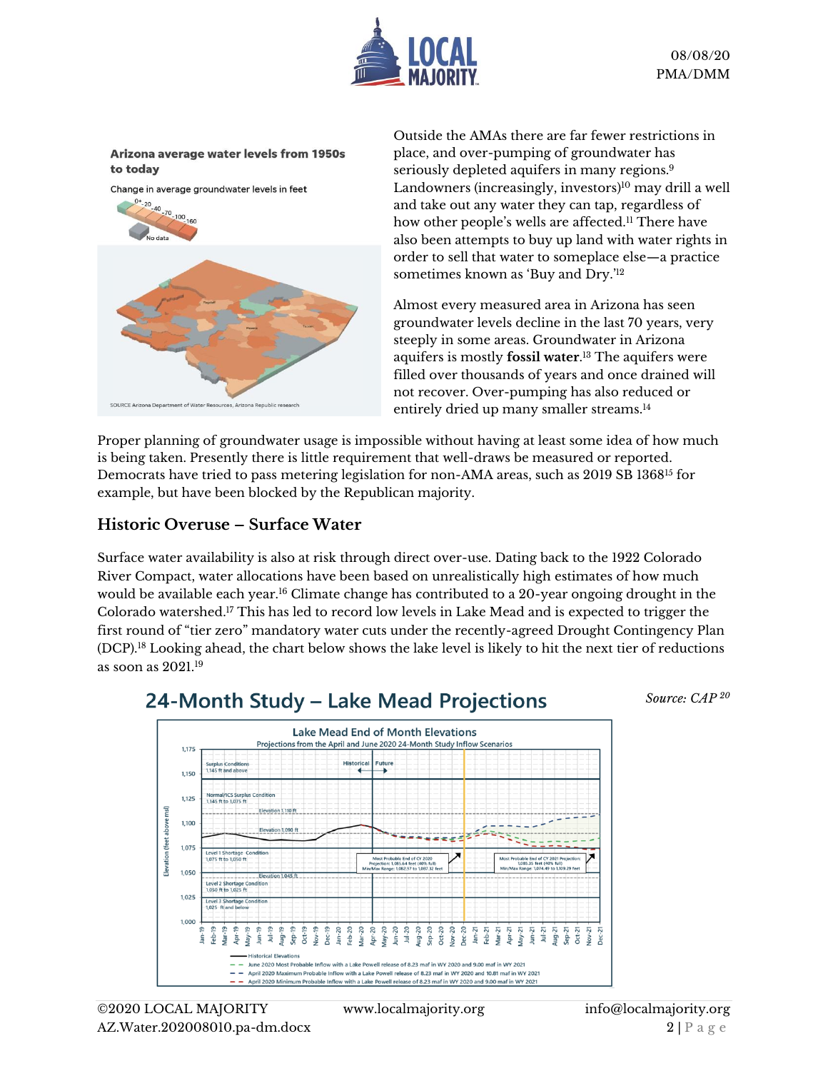Outside the AMAs there are far fewer restrictions in place, and over-pumping of groundwater has seriously depleted aquifers in many regions.[9] Landowners (increasingly, investors)[10] may drill a well and take out any water they can tap, regardless of how other people's wells are affected.[11] There have also been attempts to buy up land with water rights in order to sell that water to someplace else—a practice sometimes known as 'Buy and Dry.'[12]

Almost every measured area in Arizona has seen groundwater levels decline in the last 70 years, very steeply in some areas. Groundwater in Arizona aquifers is mostly **fossil water**.[13] The aquifers were filled over thousands of years and once drained will not recover. Over-pumping has also reduced or entirely dried up many smaller streams.[14]

Proper planning of groundwater usage is impossible without having at least some idea of how much is being taken. Presently there is little requirement that well-draws be measured or reported. Democrats have tried to pass metering legislation for non-AMA areas, such as 2019 SB 1368[15] for example, but have been blocked by the Republican majority.

## Historic Overuse – Surface Water

Surface water availability is also at risk through direct over-use. Dating back to the 1922 Colorado River Compact, water allocations have been based on unrealistically high estimates of how much would be available each year.[16] Climate change has contributed to a 20-year ongoing drought in the Colorado watershed.[17] This has led to record low levels in Lake Mead and is expected to trigger the first round of "tier zero" mandatory water cuts under the recently-agreed Drought Contingency Plan (DCP).[18] Looking ahead, the chart below shows the lake level is likely to hit the next tier of reductions as soon as 2021.[19]

*Source: CAP [20]*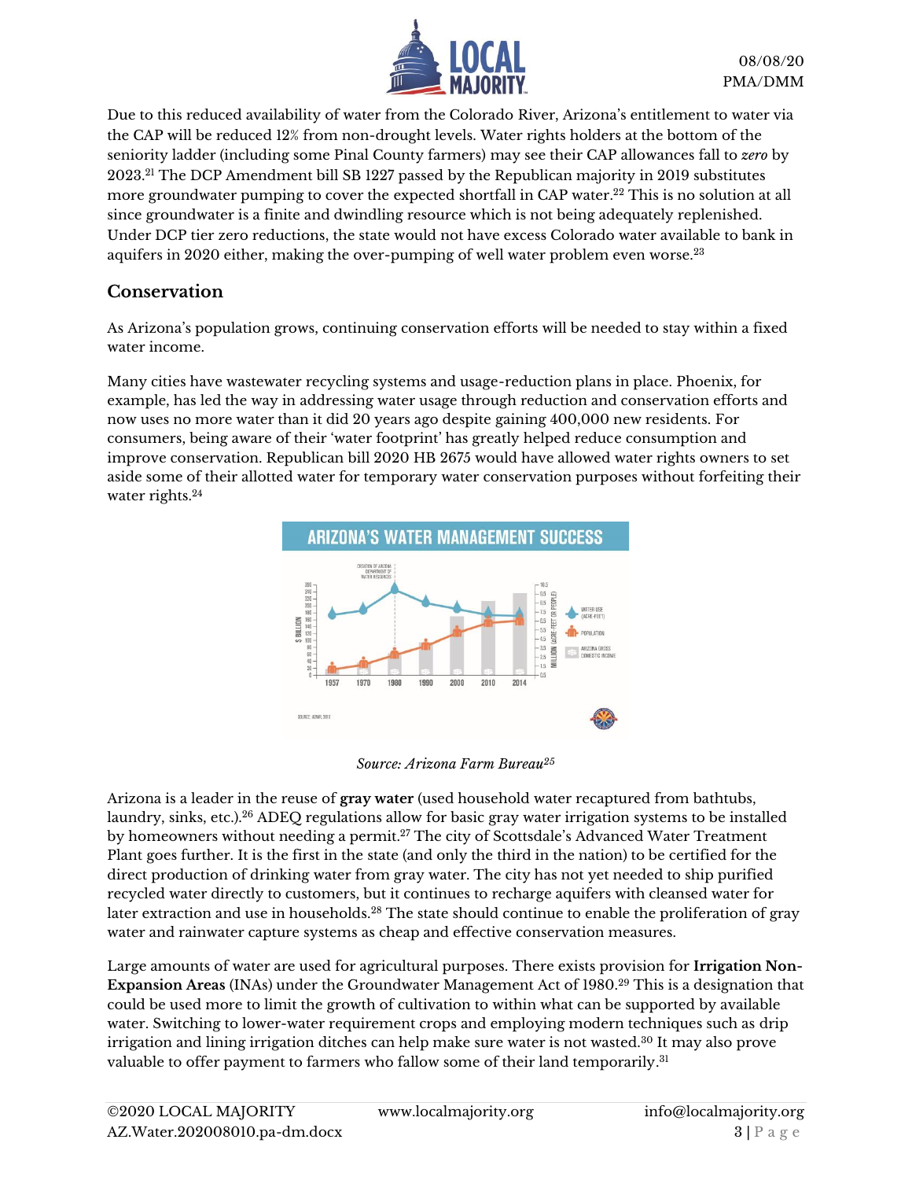Due to this reduced availability of water from the Colorado River, Arizona's entitlement to water via the CAP will be reduced 12% from non-drought levels. Water rights holders at the bottom of the seniority ladder (including some Pinal County farmers) may see their CAP allowances fall to *zero* by 2023.[21] The DCP Amendment bill SB 1227 passed by the Republican majority in 2019 substitutes more groundwater pumping to cover the expected shortfall in CAP water.[22] This is no solution at all since groundwater is a finite and dwindling resource which is not being adequately replenished. Under DCP tier zero reductions, the state would not have excess Colorado water available to bank in aquifers in 2020 either, making the over-pumping of well water problem even worse.[23]

## Conservation

As Arizona's population grows, continuing conservation efforts will be needed to stay within a fixed water income.

Many cities have wastewater recycling systems and usage-reduction plans in place. Phoenix, for example, has led the way in addressing water usage through reduction and conservation efforts and now uses no more water than it did 20 years ago despite gaining 400,000 new residents. For consumers, being aware of their 'water footprint' has greatly helped reduce consumption and improve conservation. Republican bill 2020 HB 2675 would have allowed water rights owners to set aside some of their allotted water for temporary water conservation purposes without forfeiting their water rights.[24]

*Source: Arizona Farm Bureau*[25]

Arizona is a leader in the reuse of **gray water** (used household water recaptured from bathtubs, laundry, sinks, etc.).[26] ADEQ regulations allow for basic gray water irrigation systems to be installed by homeowners without needing a permit.[27] The city of Scottsdale's Advanced Water Treatment Plant goes further. It is the first in the state (and only the third in the nation) to be certified for the direct production of drinking water from gray water. The city has not yet needed to ship purified recycled water directly to customers, but it continues to recharge aquifers with cleansed water for later extraction and use in households.[28] The state should continue to enable the proliferation of gray water and rainwater capture systems as cheap and effective conservation measures.

Large amounts of water are used for agricultural purposes. There exists provision for **Irrigation Non-Expansion Areas** (INAs) under the Groundwater Management Act of 1980.[29] This is a designation that could be used more to limit the growth of cultivation to within what can be supported by available water. Switching to lower-water requirement crops and employing modern techniques such as drip irrigation and lining irrigation ditches can help make sure water is not wasted.[30] It may also prove valuable to offer payment to farmers who fallow some of their land temporarily.[31]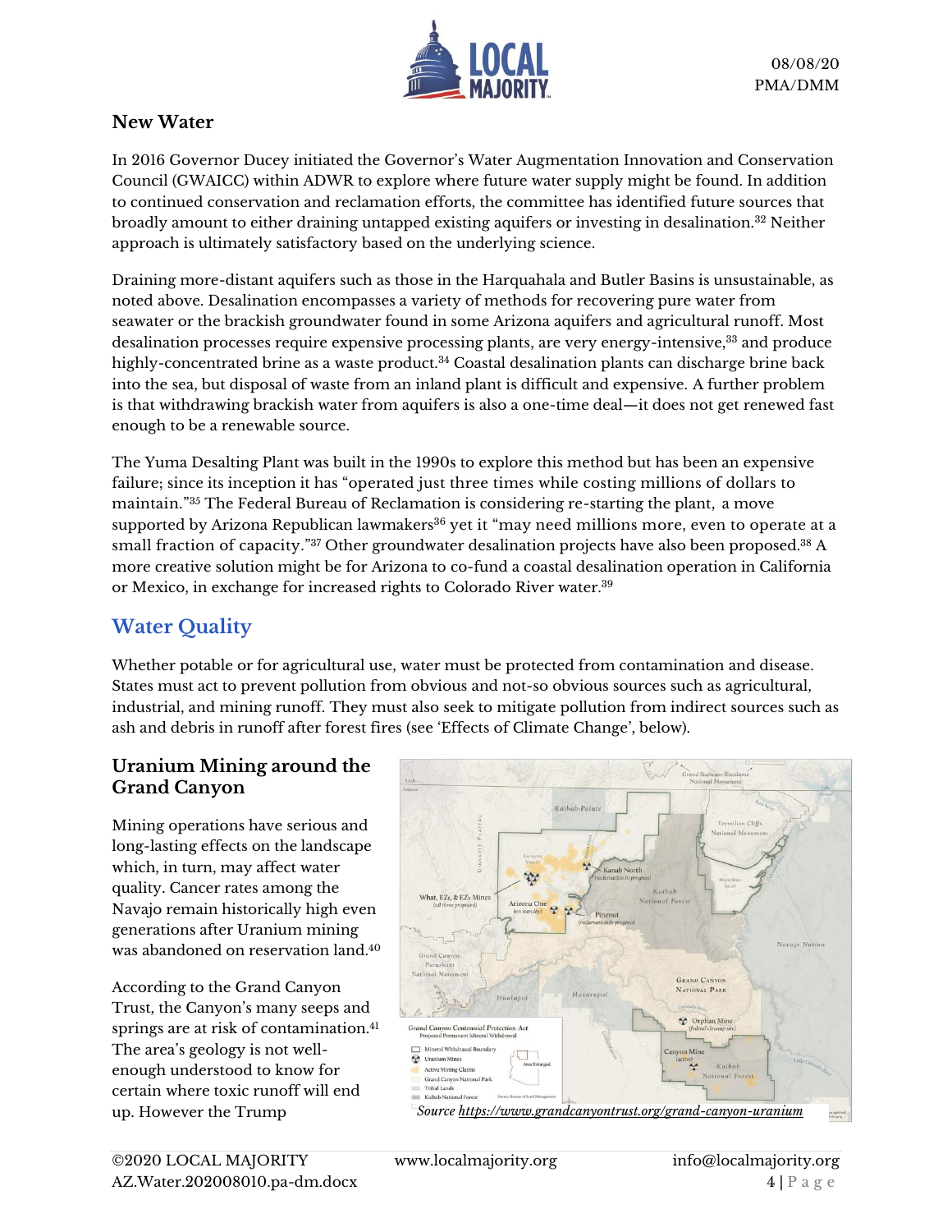## New Water

In 2016 Governor Ducey initiated the Governor's Water Augmentation Innovation and Conservation Council (GWAICC) within ADWR to explore where future water supply might be found. In addition to continued conservation and reclamation efforts, the committee has identified future sources that broadly amount to either draining untapped existing aquifers or investing in desalination.[32] Neither approach is ultimately satisfactory based on the underlying science.

Draining more-distant aquifers such as those in the Harquahala and Butler Basins is unsustainable, as noted above. Desalination encompasses a variety of methods for recovering pure water from seawater or the brackish groundwater found in some Arizona aquifers and agricultural runoff. Most desalination processes require expensive processing plants, are very energy-intensive,[33] and produce highly-concentrated brine as a waste product.[34] Coastal desalination plants can discharge brine back into the sea, but disposal of waste from an inland plant is difficult and expensive. A further problem is that withdrawing brackish water from aquifers is also a one-time deal—it does not get renewed fast enough to be a renewable source.

The Yuma Desalting Plant was built in the 1990s to explore this method but has been an expensive failure; since its inception it has "operated just three times while costing millions of dollars to maintain."[35] The Federal Bureau of Reclamation is considering re-starting the plant, a move supported by Arizona Republican lawmakers[36] yet it "may need millions more, even to operate at a small fraction of capacity."[37] Other groundwater desalination projects have also been proposed.[38] A more creative solution might be for Arizona to co-fund a coastal desalination operation in California or Mexico, in exchange for increased rights to Colorado River water.[39]

## Water Quality

Whether potable or for agricultural use, water must be protected from contamination and disease. States must act to prevent pollution from obvious and not-so obvious sources such as agricultural, industrial, and mining runoff. They must also seek to mitigate pollution from indirect sources such as ash and debris in runoff after forest fires (see 'Effects of Climate Change', below).

### Uranium Mining around the Grand Canyon

Mining operations have serious and long-lasting effects on the landscape which, in turn, may affect water quality. Cancer rates among the Navajo remain historically high even generations after Uranium mining was abandoned on reservation land.[40]

According to the Grand Canyon Trust, the Canyon's many seeps and springs are at risk of contamination.[41] The area's geology is not well-enough understood to know for certain where toxic runoff will end up. However the Trump

*Source https://www.grandcanyontrust.org/grand-canyon-uranium*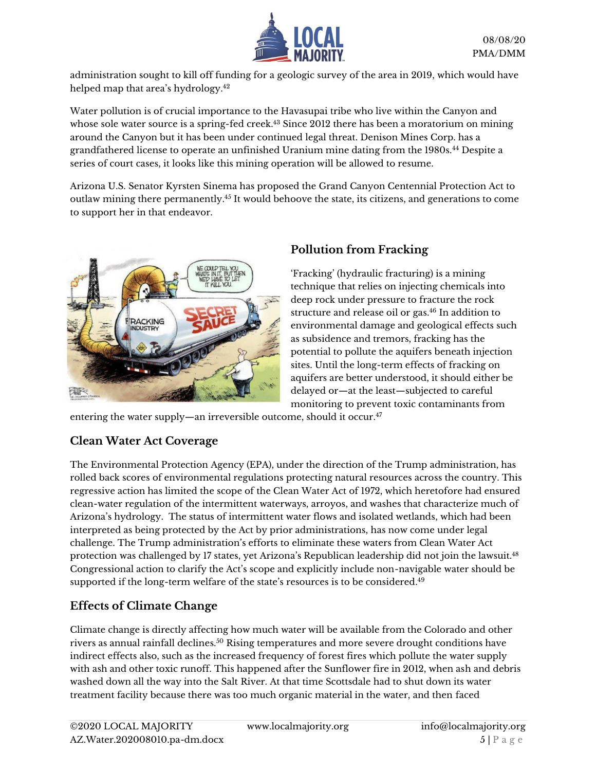administration sought to kill off funding for a geologic survey of the area in 2019, which would have helped map that area's hydrology.[42]

Water pollution is of crucial importance to the Havasupai tribe who live within the Canyon and whose sole water source is a spring-fed creek.[43] Since 2012 there has been a moratorium on mining around the Canyon but it has been under continued legal threat. Denison Mines Corp. has a grandfathered license to operate an unfinished Uranium mine dating from the 1980s.[44] Despite a series of court cases, it looks like this mining operation will be allowed to resume.

Arizona U.S. Senator Kyrsten Sinema has proposed the Grand Canyon Centennial Protection Act to outlaw mining there permanently.[45] It would behoove the state, its citizens, and generations to come to support her in that endeavor.

## Pollution from Fracking

'Fracking' (hydraulic fracturing) is a mining technique that relies on injecting chemicals into deep rock under pressure to fracture the rock structure and release oil or gas.[46] In addition to environmental damage and geological effects such as subsidence and tremors, fracking has the potential to pollute the aquifers beneath injection sites. Until the long-term effects of fracking on aquifers are better understood, it should either be delayed or—at the least—subjected to careful monitoring to prevent toxic contaminants from entering the water supply—an irreversible outcome, should it occur.[47]

## Clean Water Act Coverage

The Environmental Protection Agency (EPA), under the direction of the Trump administration, has rolled back scores of environmental regulations protecting natural resources across the country. This regressive action has limited the scope of the Clean Water Act of 1972, which heretofore had ensured clean-water regulation of the intermittent waterways, arroyos, and washes that characterize much of Arizona's hydrology. The status of intermittent water flows and isolated wetlands, which had been interpreted as being protected by the Act by prior administrations, has now come under legal challenge. The Trump administration's efforts to eliminate these waters from Clean Water Act protection was challenged by 17 states, yet Arizona's Republican leadership did not join the lawsuit.[48] Congressional action to clarify the Act's scope and explicitly include non-navigable water should be supported if the long-term welfare of the state's resources is to be considered.[49]

## Effects of Climate Change

Climate change is directly affecting how much water will be available from the Colorado and other rivers as annual rainfall declines.[50] Rising temperatures and more severe drought conditions have indirect effects also, such as the increased frequency of forest fires which pollute the water supply with ash and other toxic runoff. This happened after the Sunflower fire in 2012, when ash and debris washed down all the way into the Salt River. At that time Scottsdale had to shut down its water treatment facility because there was too much organic material in the water, and then faced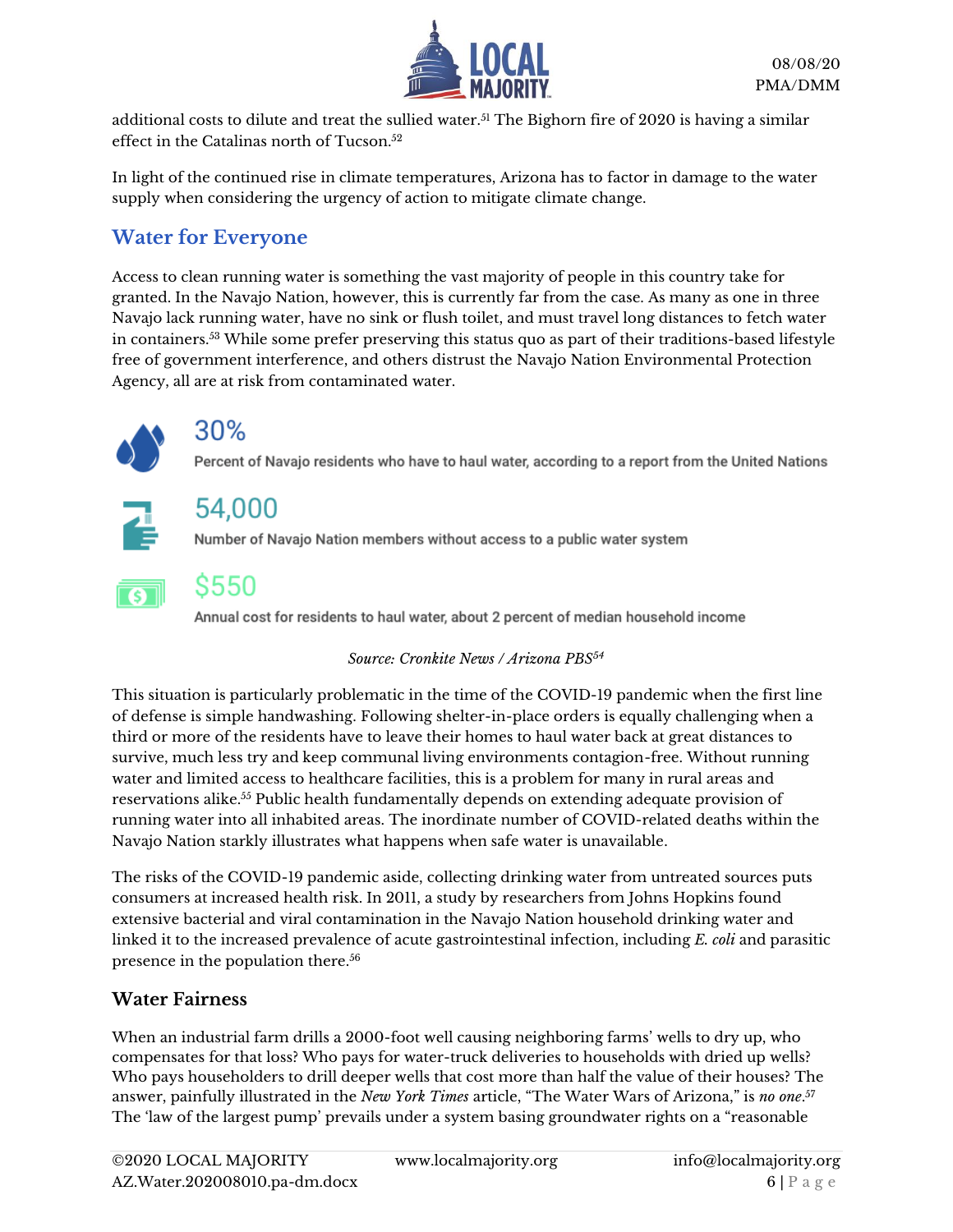additional costs to dilute and treat the sullied water.[51] The Bighorn fire of 2020 is having a similar effect in the Catalinas north of Tucson.[52]

In light of the continued rise in climate temperatures, Arizona has to factor in damage to the water supply when considering the urgency of action to mitigate climate change.

## Water for Everyone

Access to clean running water is something the vast majority of people in this country take for granted. In the Navajo Nation, however, this is currently far from the case. As many as one in three Navajo lack running water, have no sink or flush toilet, and must travel long distances to fetch water in containers.[53] While some prefer preserving this status quo as part of their traditions-based lifestyle free of government interference, and others distrust the Navajo Nation Environmental Protection Agency, all are at risk from contaminated water.

**30%**
Percent of Navajo residents who have to haul water, according to a report from the United Nations

**54,000**
Number of Navajo Nation members without access to a public water system

**$550**
Annual cost for residents to haul water, about 2 percent of median household income

*Source: Cronkite News / Arizona PBS*[54]

This situation is particularly problematic in the time of the COVID-19 pandemic when the first line of defense is simple handwashing. Following shelter-in-place orders is equally challenging when a third or more of the residents have to leave their homes to haul water back at great distances to survive, much less try and keep communal living environments contagion-free. Without running water and limited access to healthcare facilities, this is a problem for many in rural areas and reservations alike.[55] Public health fundamentally depends on extending adequate provision of running water into all inhabited areas. The inordinate number of COVID-related deaths within the Navajo Nation starkly illustrates what happens when safe water is unavailable.

The risks of the COVID-19 pandemic aside, collecting drinking water from untreated sources puts consumers at increased health risk. In 2011, a study by researchers from Johns Hopkins found extensive bacterial and viral contamination in the Navajo Nation household drinking water and linked it to the increased prevalence of acute gastrointestinal infection, including *E. coli* and parasitic presence in the population there.[56]

### Water Fairness

When an industrial farm drills a 2000-foot well causing neighboring farms' wells to dry up, who compensates for that loss? Who pays for water-truck deliveries to households with dried up wells? Who pays householders to drill deeper wells that cost more than half the value of their houses? The answer, painfully illustrated in the *New York Times* article, "The Water Wars of Arizona," is *no one*.[57] The 'law of the largest pump' prevails under a system basing groundwater rights on a "reasonable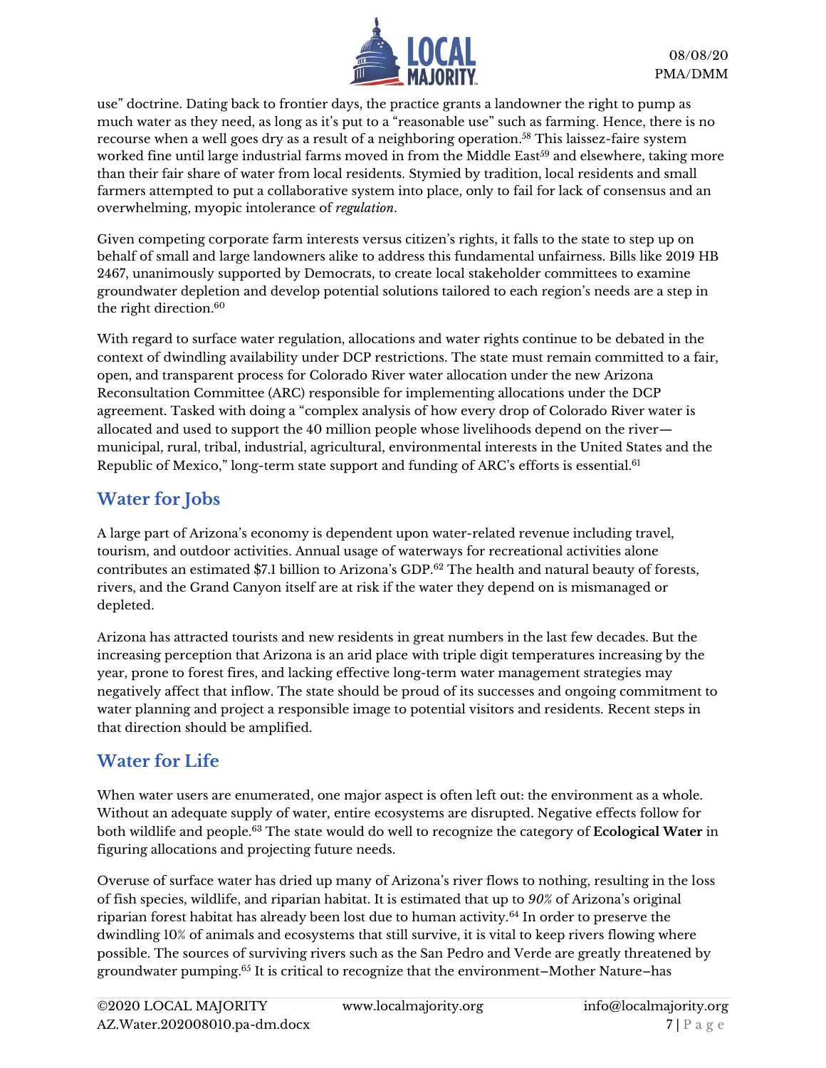use" doctrine. Dating back to frontier days, the practice grants a landowner the right to pump as much water as they need, as long as it's put to a "reasonable use" such as farming. Hence, there is no recourse when a well goes dry as a result of a neighboring operation.[58] This laissez-faire system worked fine until large industrial farms moved in from the Middle East[59] and elsewhere, taking more than their fair share of water from local residents. Stymied by tradition, local residents and small farmers attempted to put a collaborative system into place, only to fail for lack of consensus and an overwhelming, myopic intolerance of *regulation*.

Given competing corporate farm interests versus citizen's rights, it falls to the state to step up on behalf of small and large landowners alike to address this fundamental unfairness. Bills like 2019 HB 2467, unanimously supported by Democrats, to create local stakeholder committees to examine groundwater depletion and develop potential solutions tailored to each region's needs are a step in the right direction.[60]

With regard to surface water regulation, allocations and water rights continue to be debated in the context of dwindling availability under DCP restrictions. The state must remain committed to a fair, open, and transparent process for Colorado River water allocation under the new Arizona Reconsultation Committee (ARC) responsible for implementing allocations under the DCP agreement. Tasked with doing a "complex analysis of how every drop of Colorado River water is allocated and used to support the 40 million people whose livelihoods depend on the river—municipal, rural, tribal, industrial, agricultural, environmental interests in the United States and the Republic of Mexico," long-term state support and funding of ARC's efforts is essential.[61]

## Water for Jobs

A large part of Arizona's economy is dependent upon water-related revenue including travel, tourism, and outdoor activities. Annual usage of waterways for recreational activities alone contributes an estimated $7.1 billion to Arizona's GDP.[62] The health and natural beauty of forests, rivers, and the Grand Canyon itself are at risk if the water they depend on is mismanaged or depleted.

Arizona has attracted tourists and new residents in great numbers in the last few decades. But the increasing perception that Arizona is an arid place with triple digit temperatures increasing by the year, prone to forest fires, and lacking effective long-term water management strategies may negatively affect that inflow. The state should be proud of its successes and ongoing commitment to water planning and project a responsible image to potential visitors and residents. Recent steps in that direction should be amplified.

## Water for Life

When water users are enumerated, one major aspect is often left out: the environment as a whole. Without an adequate supply of water, entire ecosystems are disrupted. Negative effects follow for both wildlife and people.[63] The state would do well to recognize the category of **Ecological Water** in figuring allocations and projecting future needs.

Overuse of surface water has dried up many of Arizona's river flows to nothing, resulting in the loss of fish species, wildlife, and riparian habitat. It is estimated that up to *90%* of Arizona's original riparian forest habitat has already been lost due to human activity.[64] In order to preserve the dwindling 10% of animals and ecosystems that still survive, it is vital to keep rivers flowing where possible. The sources of surviving rivers such as the San Pedro and Verde are greatly threatened by groundwater pumping.[65] It is critical to recognize that the environment–Mother Nature–has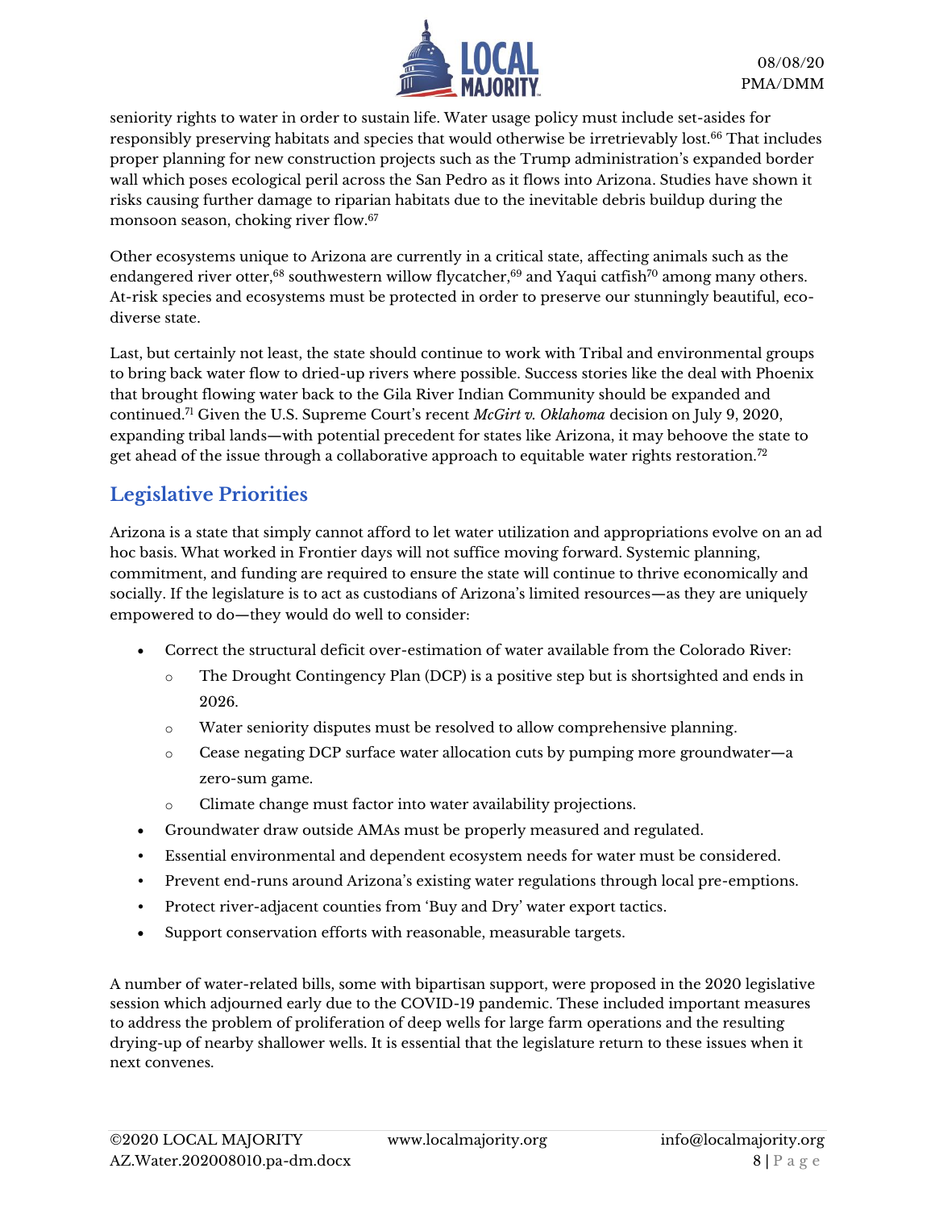seniority rights to water in order to sustain life. Water usage policy must include set-asides for responsibly preserving habitats and species that would otherwise be irretrievably lost.[66] That includes proper planning for new construction projects such as the Trump administration's expanded border wall which poses ecological peril across the San Pedro as it flows into Arizona. Studies have shown it risks causing further damage to riparian habitats due to the inevitable debris buildup during the monsoon season, choking river flow.[67]

Other ecosystems unique to Arizona are currently in a critical state, affecting animals such as the endangered river otter,[68] southwestern willow flycatcher,[69] and Yaqui catfish[70] among many others. At-risk species and ecosystems must be protected in order to preserve our stunningly beautiful, eco-diverse state.

Last, but certainly not least, the state should continue to work with Tribal and environmental groups to bring back water flow to dried-up rivers where possible. Success stories like the deal with Phoenix that brought flowing water back to the Gila River Indian Community should be expanded and continued.[71] Given the U.S. Supreme Court's recent *McGirt v. Oklahoma* decision on July 9, 2020, expanding tribal lands—with potential precedent for states like Arizona, it may behoove the state to get ahead of the issue through a collaborative approach to equitable water rights restoration.[72]

## Legislative Priorities

Arizona is a state that simply cannot afford to let water utilization and appropriations evolve on an ad hoc basis. What worked in Frontier days will not suffice moving forward. Systemic planning, commitment, and funding are required to ensure the state will continue to thrive economically and socially. If the legislature is to act as custodians of Arizona's limited resources—as they are uniquely empowered to do—they would do well to consider:

- Correct the structural deficit over-estimation of water available from the Colorado River:
  - The Drought Contingency Plan (DCP) is a positive step but is shortsighted and ends in 2026.
  - Water seniority disputes must be resolved to allow comprehensive planning.
  - Cease negating DCP surface water allocation cuts by pumping more groundwater—a zero-sum game.
  - Climate change must factor into water availability projections.
- Groundwater draw outside AMAs must be properly measured and regulated.
- Essential environmental and dependent ecosystem needs for water must be considered.
- Prevent end-runs around Arizona's existing water regulations through local pre-emptions.
- Protect river-adjacent counties from 'Buy and Dry' water export tactics.
- Support conservation efforts with reasonable, measurable targets.

A number of water-related bills, some with bipartisan support, were proposed in the 2020 legislative session which adjourned early due to the COVID-19 pandemic. These included important measures to address the problem of proliferation of deep wells for large farm operations and the resulting drying-up of nearby shallower wells. It is essential that the legislature return to these issues when it next convenes.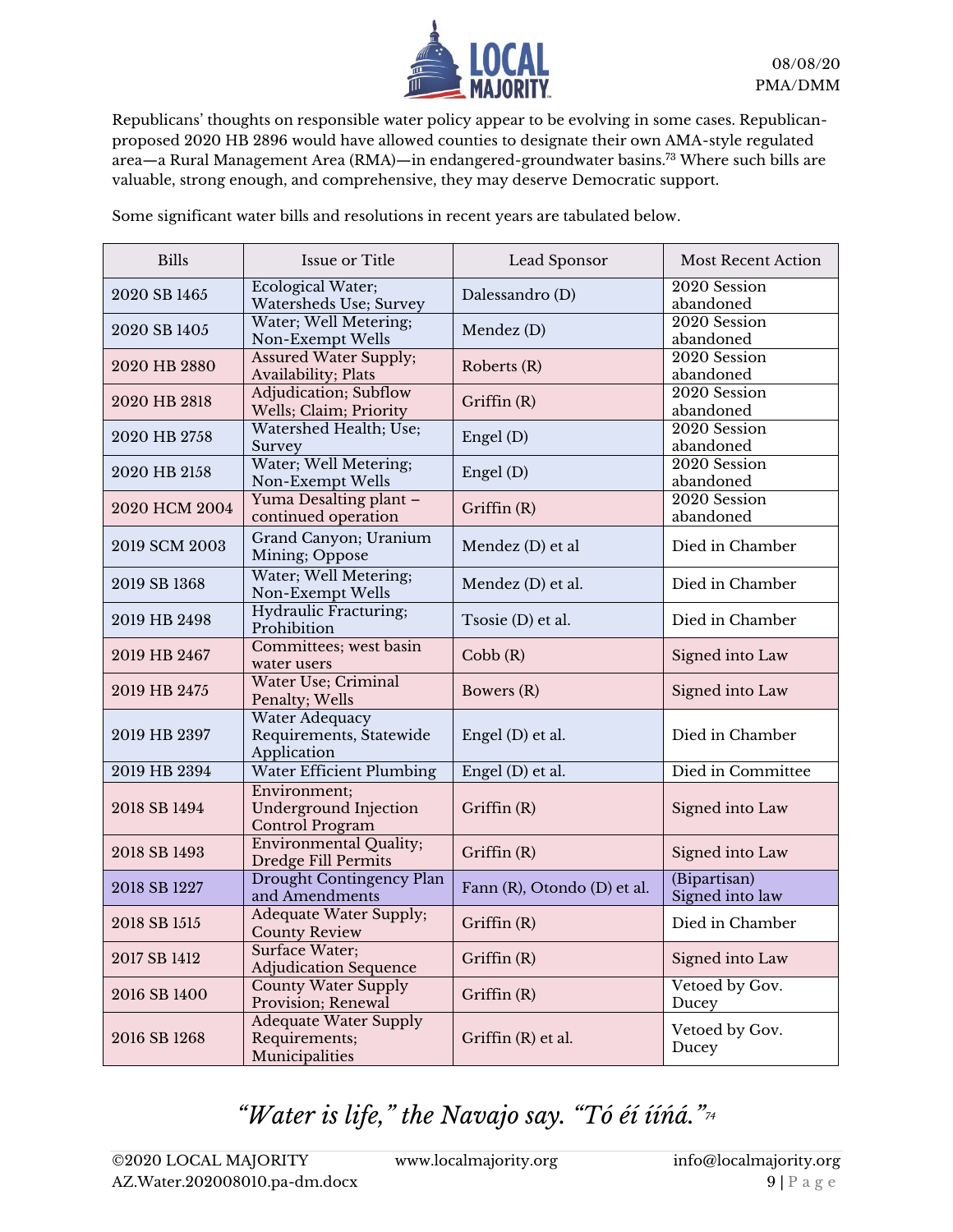Republicans' thoughts on responsible water policy appear to be evolving in some cases. Republican-proposed 2020 HB 2896 would have allowed counties to designate their own AMA-style regulated area—a Rural Management Area (RMA)—in endangered-groundwater basins.[73] Where such bills are valuable, strong enough, and comprehensive, they may deserve Democratic support.

Some significant water bills and resolutions in recent years are tabulated below.

| Bills | Issue or Title | Lead Sponsor | Most Recent Action |
|---|---|---|---|
| 2020 SB 1465 | Ecological Water; Watersheds Use; Survey | Dalessandro (D) | 2020 Session abandoned |
| 2020 SB 1405 | Water; Well Metering; Non-Exempt Wells | Mendez (D) | 2020 Session abandoned |
| 2020 HB 2880 | Assured Water Supply; Availability; Plats | Roberts (R) | 2020 Session abandoned |
| 2020 HB 2818 | Adjudication; Subflow Wells; Claim; Priority | Griffin (R) | 2020 Session abandoned |
| 2020 HB 2758 | Watershed Health; Use; Survey | Engel (D) | 2020 Session abandoned |
| 2020 HB 2158 | Water; Well Metering; Non-Exempt Wells | Engel (D) | 2020 Session abandoned |
| 2020 HCM 2004 | Yuma Desalting plant – continued operation | Griffin (R) | 2020 Session abandoned |
| 2019 SCM 2003 | Grand Canyon; Uranium Mining; Oppose | Mendez (D) et al | Died in Chamber |
| 2019 SB 1368 | Water; Well Metering; Non-Exempt Wells | Mendez (D) et al. | Died in Chamber |
| 2019 HB 2498 | Hydraulic Fracturing; Prohibition | Tsosie (D) et al. | Died in Chamber |
| 2019 HB 2467 | Committees; west basin water users | Cobb (R) | Signed into Law |
| 2019 HB 2475 | Water Use; Criminal Penalty; Wells | Bowers (R) | Signed into Law |
| 2019 HB 2397 | Water Adequacy Requirements, Statewide Application | Engel (D) et al. | Died in Chamber |
| 2019 HB 2394 | Water Efficient Plumbing | Engel (D) et al. | Died in Committee |
| 2018 SB 1494 | Environment; Underground Injection Control Program | Griffin (R) | Signed into Law |
| 2018 SB 1493 | Environmental Quality; Dredge Fill Permits | Griffin (R) | Signed into Law |
| 2018 SB 1227 | Drought Contingency Plan and Amendments | Fann (R), Otondo (D) et al. | (Bipartisan) Signed into law |
| 2018 SB 1515 | Adequate Water Supply; County Review | Griffin (R) | Died in Chamber |
| 2017 SB 1412 | Surface Water; Adjudication Sequence | Griffin (R) | Signed into Law |
| 2016 SB 1400 | County Water Supply Provision; Renewal | Griffin (R) | Vetoed by Gov. Ducey |
| 2016 SB 1268 | Adequate Water Supply Requirements; Municipalities | Griffin (R) et al. | Vetoed by Gov. Ducey |

*"Water is life," the Navajo say. "Tó éí ííńá."*[74]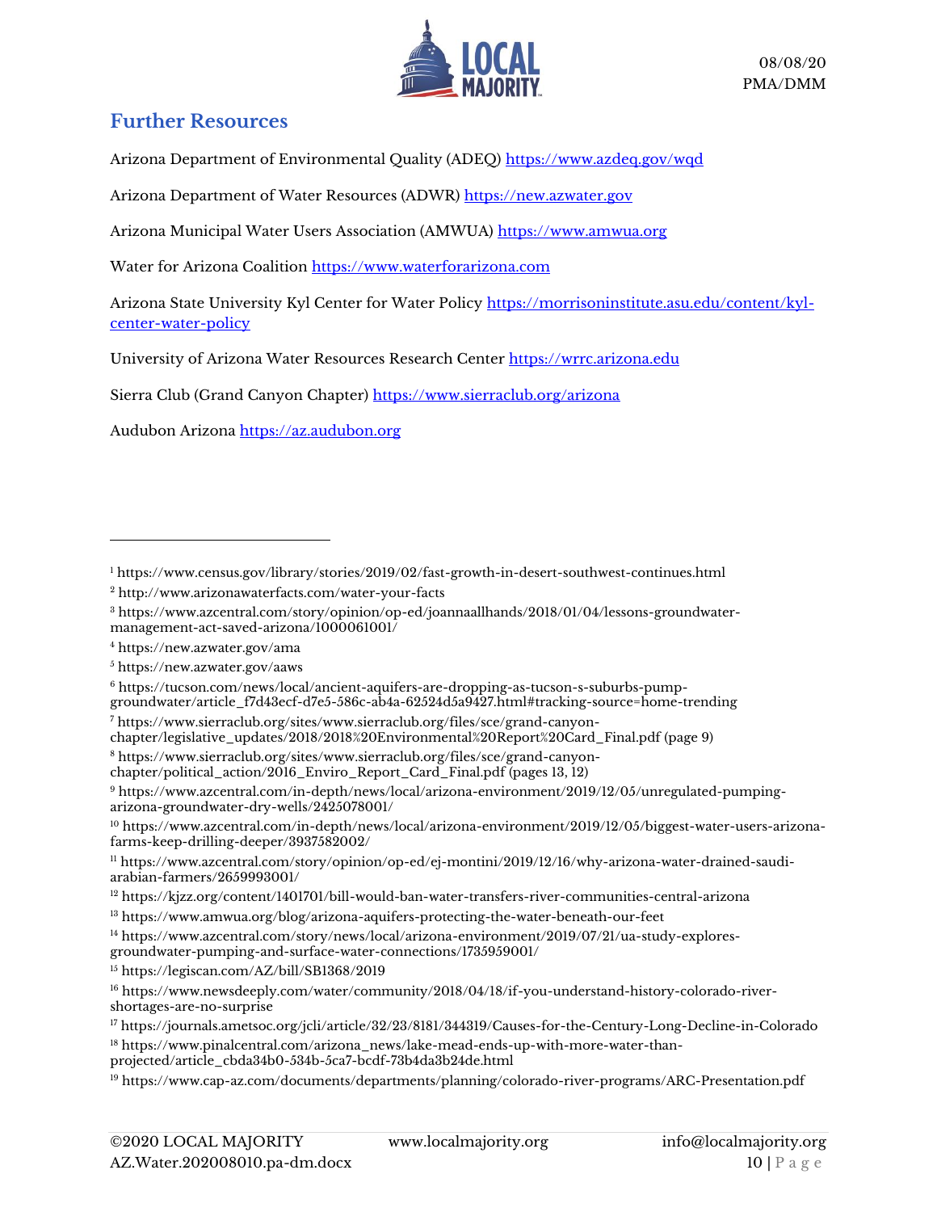## Further Resources

Arizona Department of Environmental Quality (ADEQ) https://www.azdeq.gov/wqd

Arizona Department of Water Resources (ADWR) https://new.azwater.gov

Arizona Municipal Water Users Association (AMWUA) https://www.amwua.org

Water for Arizona Coalition https://www.waterforarizona.com

Arizona State University Kyl Center for Water Policy https://morrisoninstitute.asu.edu/content/kyl-center-water-policy

University of Arizona Water Resources Research Center https://wrrc.arizona.edu

Sierra Club (Grand Canyon Chapter) https://www.sierraclub.org/arizona

Audubon Arizona https://az.audubon.org

---

[1] https://www.census.gov/library/stories/2019/02/fast-growth-in-desert-southwest-continues.html

[2] http://www.arizonawaterfacts.com/water-your-facts

[3] https://www.azcentral.com/story/opinion/op-ed/joannaallhands/2018/01/04/lessons-groundwater-management-act-saved-arizona/1000061001/

[4] https://new.azwater.gov/ama

[5] https://new.azwater.gov/aaws

[6] https://tucson.com/news/local/ancient-aquifers-are-dropping-as-tucson-s-suburbs-pump-groundwater/article_f7d43ecf-d7e5-586c-ab4a-62524d5a9427.html#tracking-source=home-trending

[7] https://www.sierraclub.org/sites/www.sierraclub.org/files/sce/grand-canyon-chapter/legislative_updates/2018/2018%20Environmental%20Report%20Card_Final.pdf (page 9)

[8] https://www.sierraclub.org/sites/www.sierraclub.org/files/sce/grand-canyon-chapter/political_action/2016_Enviro_Report_Card_Final.pdf (pages 13, 12)

[9] https://www.azcentral.com/in-depth/news/local/arizona-environment/2019/12/05/unregulated-pumping-arizona-groundwater-dry-wells/2425078001/

[10] https://www.azcentral.com/in-depth/news/local/arizona-environment/2019/12/05/biggest-water-users-arizona-farms-keep-drilling-deeper/3937582002/

[11] https://www.azcentral.com/story/opinion/op-ed/ej-montini/2019/12/16/why-arizona-water-drained-saudi-arabian-farmers/2659993001/

[12] https://kjzz.org/content/1401701/bill-would-ban-water-transfers-river-communities-central-arizona

[13] https://www.amwua.org/blog/arizona-aquifers-protecting-the-water-beneath-our-feet

[14] https://www.azcentral.com/story/news/local/arizona-environment/2019/07/21/ua-study-explores-groundwater-pumping-and-surface-water-connections/1735959001/

[15] https://legiscan.com/AZ/bill/SB1368/2019

[16] https://www.newsdeeply.com/water/community/2018/04/18/if-you-understand-history-colorado-river-shortages-are-no-surprise

[17] https://journals.ametsoc.org/jcli/article/32/23/8181/344319/Causes-for-the-Century-Long-Decline-in-Colorado

[18] https://www.pinalcentral.com/arizona_news/lake-mead-ends-up-with-more-water-than-projected/article_cbda34b0-534b-5ca7-bcdf-73b4da3b24de.html

[19] https://www.cap-az.com/documents/departments/planning/colorado-river-programs/ARC-Presentation.pdf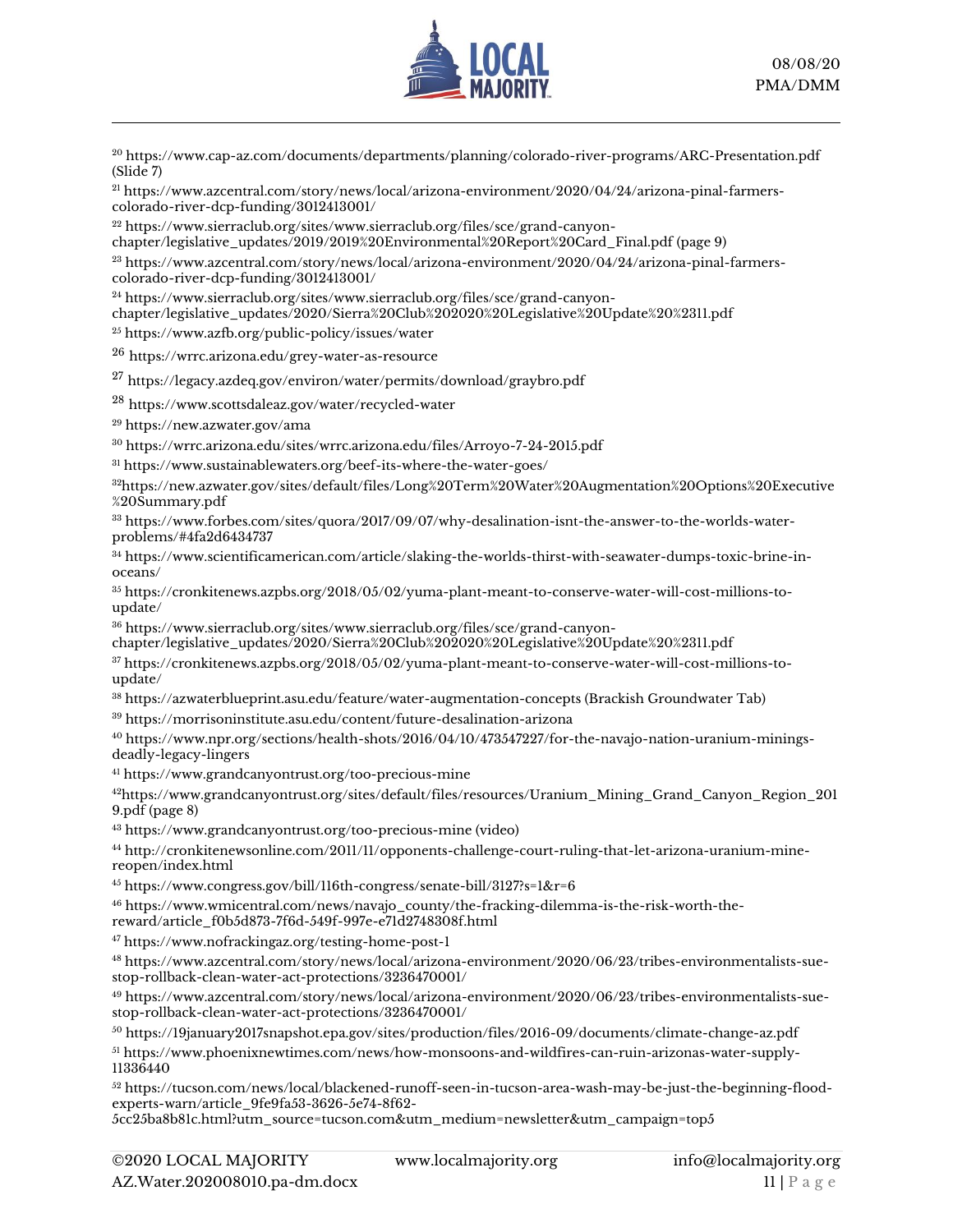[20] https://www.cap-az.com/documents/departments/planning/colorado-river-programs/ARC-Presentation.pdf (Slide 7)

[21] https://www.azcentral.com/story/news/local/arizona-environment/2020/04/24/arizona-pinal-farmers-colorado-river-dcp-funding/3012413001/

[22] https://www.sierraclub.org/sites/www.sierraclub.org/files/sce/grand-canyon-chapter/legislative_updates/2019/2019%20Environmental%20Report%20Card_Final.pdf (page 9)

[23] https://www.azcentral.com/story/news/local/arizona-environment/2020/04/24/arizona-pinal-farmers-colorado-river-dcp-funding/3012413001/

[24] https://www.sierraclub.org/sites/www.sierraclub.org/files/sce/grand-canyon-chapter/legislative_updates/2020/Sierra%20Club%202020%20Legislative%20Update%20%2311.pdf

[25] https://www.azfb.org/public-policy/issues/water

[26] https://wrrc.arizona.edu/grey-water-as-resource

[27] https://legacy.azdeq.gov/environ/water/permits/download/graybro.pdf

[28] https://www.scottsdaleaz.gov/water/recycled-water

[29] https://new.azwater.gov/ama

[30] https://wrrc.arizona.edu/sites/wrrc.arizona.edu/files/Arroyo-7-24-2015.pdf

[31] https://www.sustainablewaters.org/beef-its-where-the-water-goes/

[32] https://new.azwater.gov/sites/default/files/Long%20Term%20Water%20Augmentation%20Options%20Executive%20Summary.pdf

[33] https://www.forbes.com/sites/quora/2017/09/07/why-desalination-isnt-the-answer-to-the-worlds-water-problems/#4fa2d6434737

[34] https://www.scientificamerican.com/article/slaking-the-worlds-thirst-with-seawater-dumps-toxic-brine-in-oceans/

[35] https://cronkitenews.azpbs.org/2018/05/02/yuma-plant-meant-to-conserve-water-will-cost-millions-to-update/

[36] https://www.sierraclub.org/sites/www.sierraclub.org/files/sce/grand-canyon-chapter/legislative_updates/2020/Sierra%20Club%202020%20Legislative%20Update%20%2311.pdf

[37] https://cronkitenews.azpbs.org/2018/05/02/yuma-plant-meant-to-conserve-water-will-cost-millions-to-update/

[38] https://azwaterblueprint.asu.edu/feature/water-augmentation-concepts (Brackish Groundwater Tab)

[39] https://morrisoninstitute.asu.edu/content/future-desalination-arizona

[40] https://www.npr.org/sections/health-shots/2016/04/10/473547227/for-the-navajo-nation-uranium-minings-deadly-legacy-lingers

[41] https://www.grandcanyontrust.org/too-precious-mine

[42] https://www.grandcanyontrust.org/sites/default/files/resources/Uranium_Mining_Grand_Canyon_Region_2019.pdf (page 8)

[43] https://www.grandcanyontrust.org/too-precious-mine (video)

[44] http://cronkitenewsonline.com/2011/11/opponents-challenge-court-ruling-that-let-arizona-uranium-mine-reopen/index.html

[45] https://www.congress.gov/bill/116th-congress/senate-bill/3127?s=1&r=6

[46] https://www.wmicentral.com/news/navajo_county/the-fracking-dilemma-is-the-risk-worth-the-reward/article_f0b5d873-7f6d-549f-997e-e71d2748308f.html

[47] https://www.nofrackingaz.org/testing-home-post-1

[48] https://www.azcentral.com/story/news/local/arizona-environment/2020/06/23/tribes-environmentalists-sue-stop-rollback-clean-water-act-protections/3236470001/

[49] https://www.azcentral.com/story/news/local/arizona-environment/2020/06/23/tribes-environmentalists-sue-stop-rollback-clean-water-act-protections/3236470001/

[50] https://19january2017snapshot.epa.gov/sites/production/files/2016-09/documents/climate-change-az.pdf

[51] https://www.phoenixnewtimes.com/news/how-monsoons-and-wildfires-can-ruin-arizonas-water-supply-11336440

[52] https://tucson.com/news/local/blackened-runoff-seen-in-tucson-area-wash-may-be-just-the-beginning-flood-experts-warn/article_9fe9fa53-3626-5e74-8f62-5cc25ba8b81c.html?utm_source=tucson.com&utm_medium=newsletter&utm_campaign=top5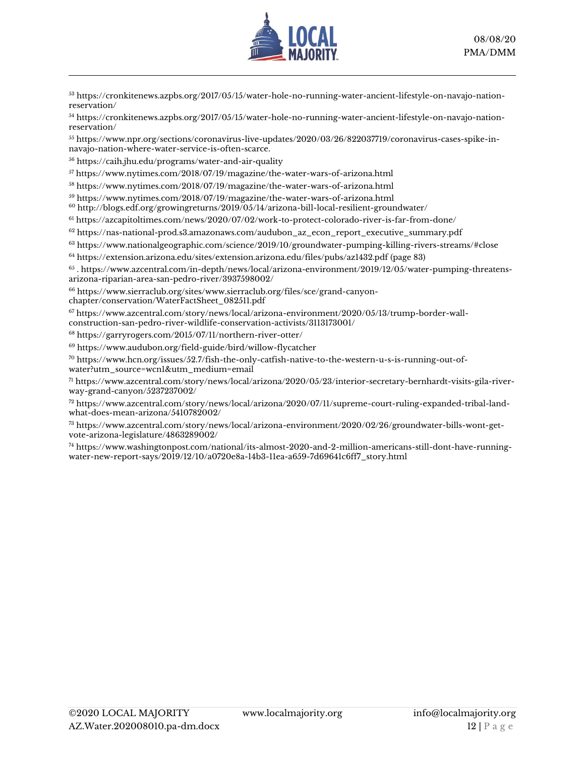[53] https://cronkitenews.azpbs.org/2017/05/15/water-hole-no-running-water-ancient-lifestyle-on-navajo-nation-reservation/

[54] https://cronkitenews.azpbs.org/2017/05/15/water-hole-no-running-water-ancient-lifestyle-on-navajo-nation-reservation/

[55] https://www.npr.org/sections/coronavirus-live-updates/2020/03/26/822037719/coronavirus-cases-spike-in-navajo-nation-where-water-service-is-often-scarce.

[56] https://caih.jhu.edu/programs/water-and-air-quality

[57] https://www.nytimes.com/2018/07/19/magazine/the-water-wars-of-arizona.html

[58] https://www.nytimes.com/2018/07/19/magazine/the-water-wars-of-arizona.html

[59] https://www.nytimes.com/2018/07/19/magazine/the-water-wars-of-arizona.html

[60] http://blogs.edf.org/growingreturns/2019/05/14/arizona-bill-local-resilient-groundwater/

[61] https://azcapitoltimes.com/news/2020/07/02/work-to-protect-colorado-river-is-far-from-done/

[62] https://nas-national-prod.s3.amazonaws.com/audubon_az_econ_report_executive_summary.pdf

[63] https://www.nationalgeographic.com/science/2019/10/groundwater-pumping-killing-rivers-streams/#close

[64] https://extension.arizona.edu/sites/extension.arizona.edu/files/pubs/az1432.pdf (page 83)

[65] . https://www.azcentral.com/in-depth/news/local/arizona-environment/2019/12/05/water-pumping-threatens-arizona-riparian-area-san-pedro-river/3937598002/

[66] https://www.sierraclub.org/sites/www.sierraclub.org/files/sce/grand-canyon-chapter/conservation/WaterFactSheet_082511.pdf

[67] https://www.azcentral.com/story/news/local/arizona-environment/2020/05/13/trump-border-wall-construction-san-pedro-river-wildlife-conservation-activists/3113173001/

[68] https://garryrogers.com/2015/07/11/northern-river-otter/

[69] https://www.audubon.org/field-guide/bird/willow-flycatcher

[70] https://www.hcn.org/issues/52.7/fish-the-only-catfish-native-to-the-western-u-s-is-running-out-of-water?utm_source=wcn1&utm_medium=email

[71] https://www.azcentral.com/story/news/local/arizona/2020/05/23/interior-secretary-bernhardt-visits-gila-river-way-grand-canyon/5237237002/

[72] https://www.azcentral.com/story/news/local/arizona/2020/07/11/supreme-court-ruling-expanded-tribal-land-what-does-mean-arizona/5410782002/

[73] https://www.azcentral.com/story/news/local/arizona-environment/2020/02/26/groundwater-bills-wont-get-vote-arizona-legislature/4863289002/

[74] https://www.washingtonpost.com/national/its-almost-2020-and-2-million-americans-still-dont-have-running-water-new-report-says/2019/12/10/a0720e8a-14b3-11ea-a659-7d69641c6ff7_story.html